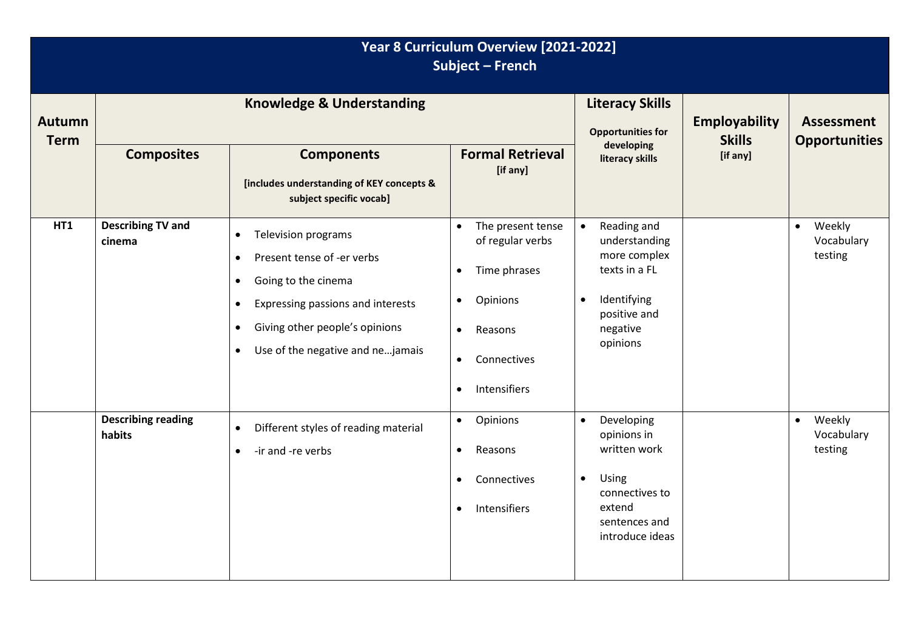# Year 8 Curriculum Overview [2021-2022]
## Subject – French

| Autumn Term | Knowledge & Understanding | | | Literacy Skills<br>Opportunities for developing literacy skills | Employability Skills<br>[if any] | Assessment Opportunities |
|---|---|---|---|---|---|---|
| | **Composites** | **Components**<br>[includes understanding of KEY concepts & subject specific vocab] | **Formal Retrieval**<br>[if any] | | | |
| **HT1** | **Describing TV and cinema** | • Television programs<br>• Present tense of -er verbs<br>• Going to the cinema<br>• Expressing passions and interests<br>• Giving other people's opinions<br>• Use of the negative and ne…jamais | • The present tense of regular verbs<br>• Time phrases<br>• Opinions<br>• Reasons<br>• Connectives<br>• Intensifiers | • Reading and understanding more complex texts in a FL<br>• Identifying positive and negative opinions | | • Weekly Vocabulary testing |
| | **Describing reading habits** | • Different styles of reading material<br>• -ir and -re verbs | • Opinions<br>• Reasons<br>• Connectives<br>• Intensifiers | • Developing opinions in written work<br>• Using connectives to extend sentences and introduce ideas | | • Weekly Vocabulary testing |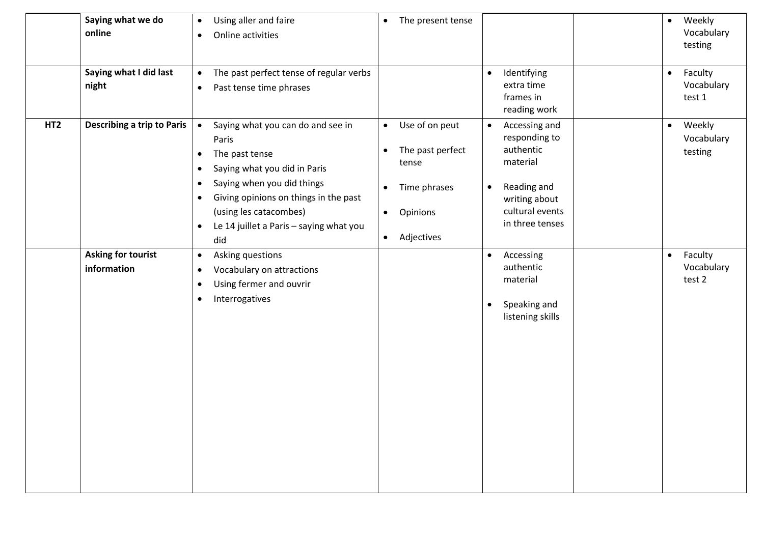| | | | | | | |
|---|---|---|---|---|---|---|
| | **Saying what we do online** | • Using aller and faire<br>• Online activities | • The present tense | | | • Weekly Vocabulary testing |
| | **Saying what I did last night** | • The past perfect tense of regular verbs<br>• Past tense time phrases | | • Identifying extra time frames in reading work | | • Faculty Vocabulary test 1 |
| **HT2** | **Describing a trip to Paris** | • Saying what you can do and see in Paris<br>• The past tense<br>• Saying what you did in Paris<br>• Saying when you did things<br>• Giving opinions on things in the past (using les catacombes)<br>• Le 14 juillet a Paris – saying what you did | • Use of on peut<br>• The past perfect tense<br>• Time phrases<br>• Opinions<br>• Adjectives | • Accessing and responding to authentic material<br>• Reading and writing about cultural events in three tenses | | • Weekly Vocabulary testing |
| | **Asking for tourist information** | • Asking questions<br>• Vocabulary on attractions<br>• Using fermer and ouvrir<br>• Interrogatives | | • Accessing authentic material<br>• Speaking and listening skills | | • Faculty Vocabulary test 2 |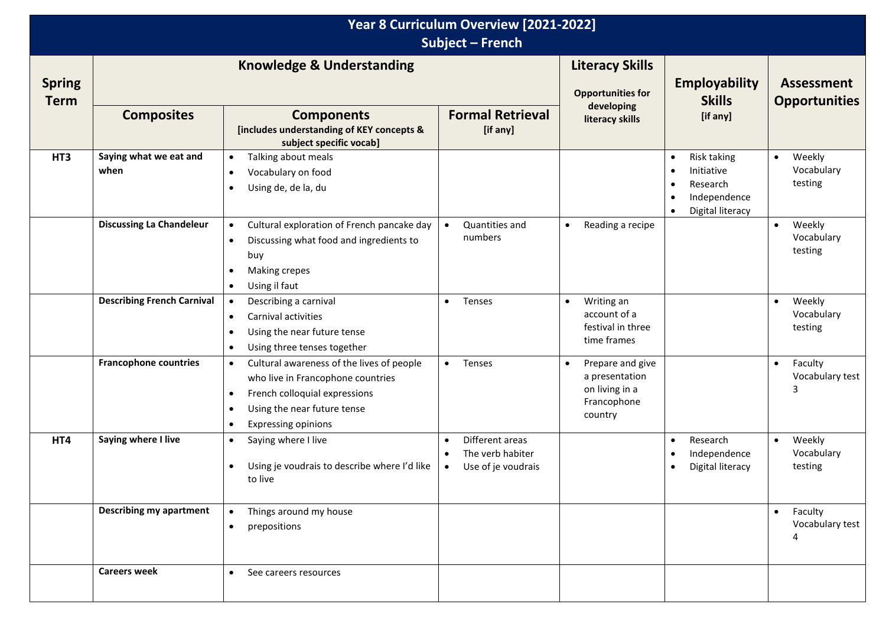# Year 8 Curriculum Overview [2021-2022]
## Subject – French

| Spring Term | Knowledge & Understanding | | | Literacy Skills<br>Opportunities for developing literacy skills | Employability Skills<br>[if any] | Assessment Opportunities |
|---|---|---|---|---|---|---|
| | Composites | Components<br>[includes understanding of KEY concepts & subject specific vocab] | Formal Retrieval<br>[if any] | | | |
| HT3 | Saying what we eat and when | • Talking about meals<br>• Vocabulary on food<br>• Using de, de la, du | | | • Risk taking<br>• Initiative<br>• Research<br>• Independence<br>• Digital literacy | • Weekly Vocabulary testing |
| | Discussing La Chandeleur | • Cultural exploration of French pancake day<br>• Discussing what food and ingredients to buy<br>• Making crepes<br>• Using il faut | • Quantities and numbers | • Reading a recipe | | • Weekly Vocabulary testing |
| | Describing French Carnival | • Describing a carnival<br>• Carnival activities<br>• Using the near future tense<br>• Using three tenses together | • Tenses | • Writing an account of a festival in three time frames | | • Weekly Vocabulary testing |
| | Francophone countries | • Cultural awareness of the lives of people who live in Francophone countries<br>• French colloquial expressions<br>• Using the near future tense<br>• Expressing opinions | • Tenses | • Prepare and give a presentation on living in a Francophone country | | • Faculty Vocabulary test 3 |
| HT4 | Saying where I live | • Saying where I live<br>• Using je voudrais to describe where I'd like to live | • Different areas<br>• The verb habiter<br>• Use of je voudrais | | • Research<br>• Independence<br>• Digital literacy | • Weekly Vocabulary testing |
| | Describing my apartment | • Things around my house<br>• prepositions | | | | • Faculty Vocabulary test 4 |
| | Careers week | • See careers resources | | | | |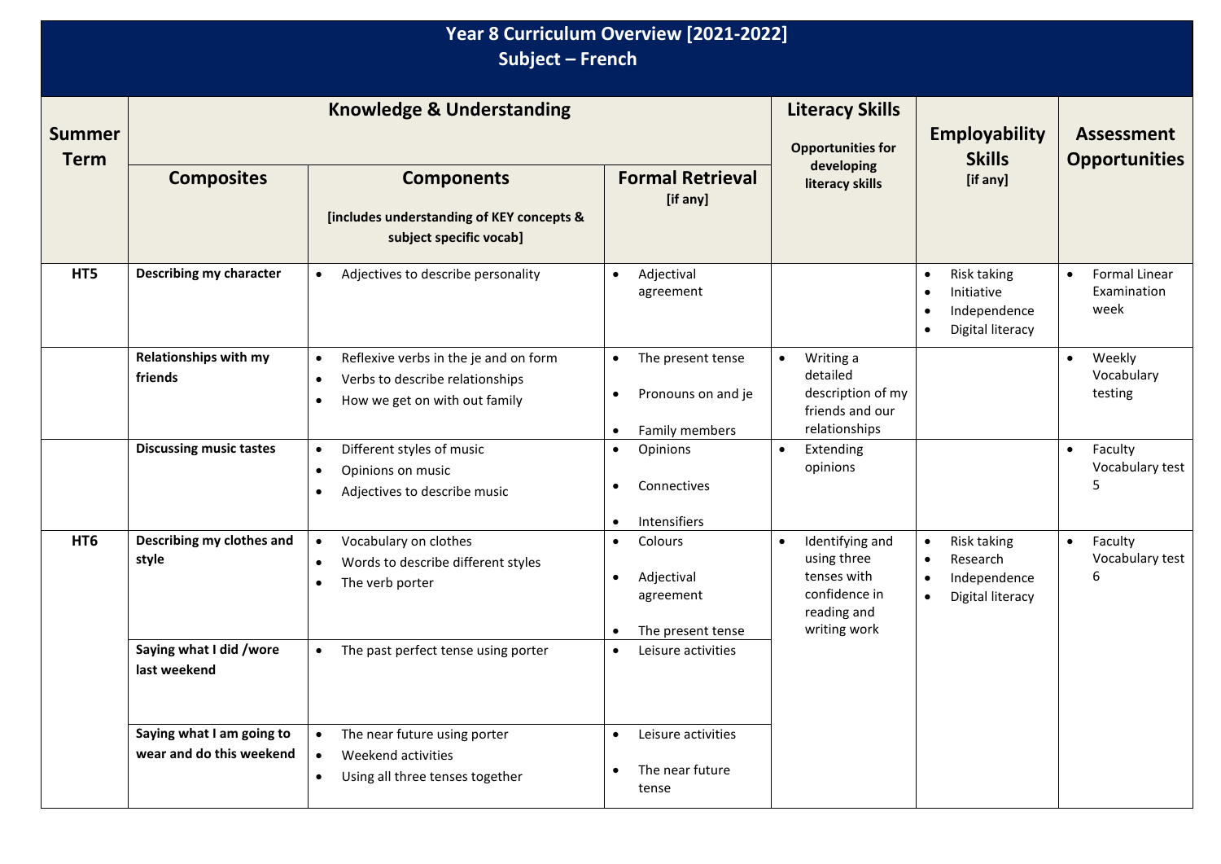# Year 8 Curriculum Overview [2021-2022]
## Subject – French

| Summer Term | Knowledge & Understanding | | | Literacy Skills Opportunities for developing literacy skills | Employability Skills [if any] | Assessment Opportunities |
|---|---|---|---|---|---|---|
| | **Composites** | **Components** [includes understanding of KEY concepts & subject specific vocab] | **Formal Retrieval** [if any] | | | |
| **HT5** | **Describing my character** | • Adjectives to describe personality | • Adjectival agreement | | • Risk taking<br>• Initiative<br>• Independence<br>• Digital literacy | • Formal Linear Examination week |
| | **Relationships with my friends** | • Reflexive verbs in the je and on form<br>• Verbs to describe relationships<br>• How we get on with out family | • The present tense<br>• Pronouns on and je<br>• Family members | • Writing a detailed description of my friends and our relationships | | • Weekly Vocabulary testing |
| | **Discussing music tastes** | • Different styles of music<br>• Opinions on music<br>• Adjectives to describe music | • Opinions<br>• Connectives<br>• Intensifiers | • Extending opinions | | • Faculty Vocabulary test 5 |
| **HT6** | **Describing my clothes and style** | • Vocabulary on clothes<br>• Words to describe different styles<br>• The verb porter | • Colours<br>• Adjectival agreement<br>• The present tense | • Identifying and using three tenses with confidence in reading and writing work | • Risk taking<br>• Research<br>• Independence<br>• Digital literacy | • Faculty Vocabulary test 6 |
| | **Saying what I did /wore last weekend** | • The past perfect tense using porter | • Leisure activities | | | |
| | **Saying what I am going to wear and do this weekend** | • The near future using porter<br>• Weekend activities<br>• Using all three tenses together | • Leisure activities<br>• The near future tense | | | |